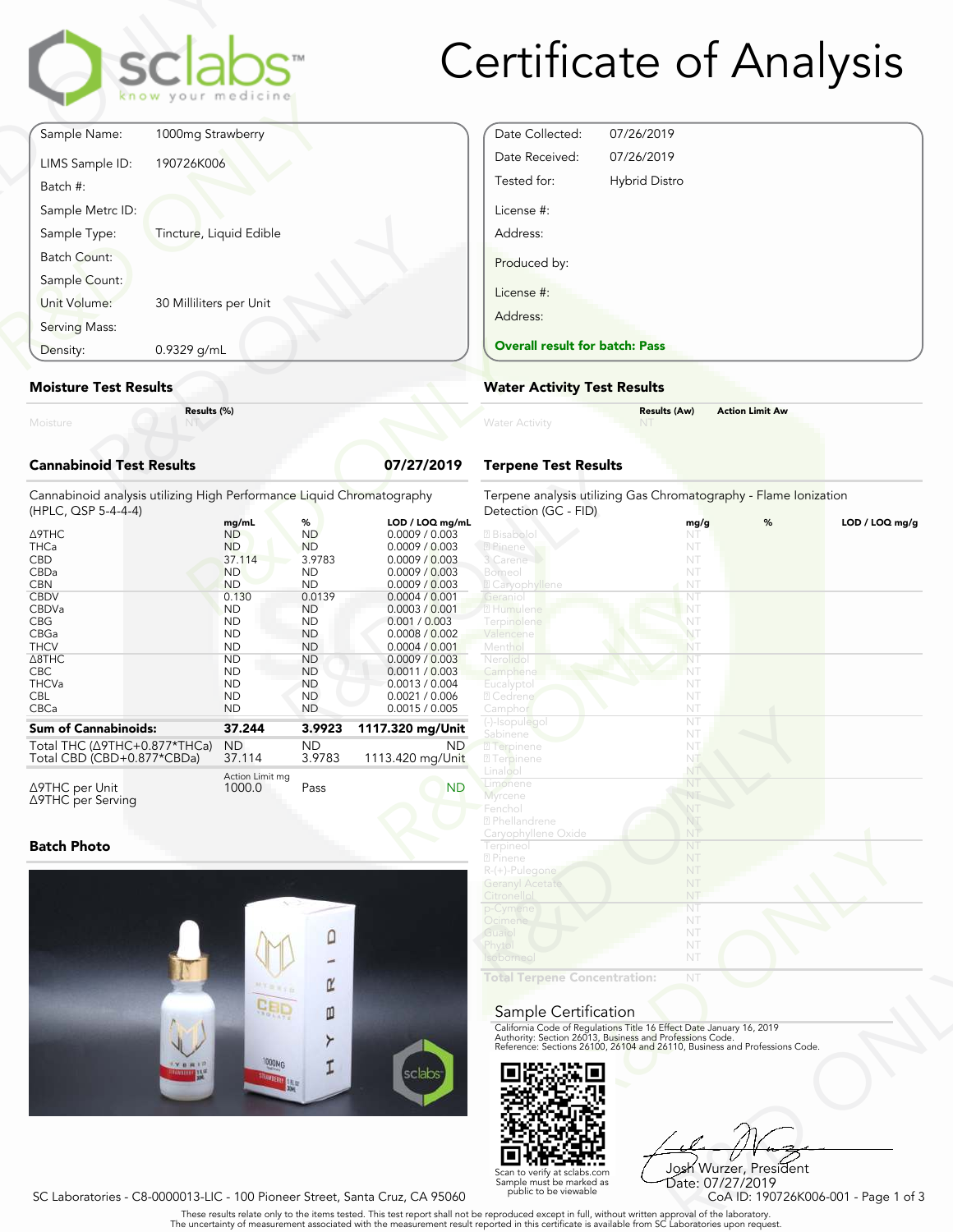# Certificate of Analysis

| | |
|---|---|
| Sample Name: | 1000mg Strawberry |
| LIMS Sample ID: | 190726K006 |
| Batch #: | |
| Sample Metrc ID: | |
| Sample Type: | Tincture, Liquid Edible |
| Batch Count: | |
| Sample Count: | |
| Unit Volume: | 30 Milliliters per Unit |
| Serving Mass: | |
| Density: | 0.9329 g/mL |

| | |
|---|---|
| Date Collected: | 07/26/2019 |
| Date Received: | 07/26/2019 |
| Tested for: | Hybrid Distro |
| License #: | |
| Address: | |
| Produced by: | |
| License #: | |
| Address: | |

**Overall result for batch: Pass**

## Moisture Test Results

| | Results (%) |
|---|---|
| Moisture | NT |

## Water Activity Test Results

| | Results (Aw) | Action Limit Aw |
|---|---|---|
| Water Activity | NT | |

## Cannabinoid Test Results

07/27/2019

Cannabinoid analysis utilizing High Performance Liquid Chromatography (HPLC, QSP 5-4-4-4)

| | mg/mL | % | LOD / LOQ mg/mL |
|---|---|---|---|
| Δ9THC | ND | ND | 0.0009 / 0.003 |
| THCa | ND | ND | 0.0009 / 0.003 |
| CBD | 37.114 | 3.9783 | 0.0009 / 0.003 |
| CBDa | ND | ND | 0.0009 / 0.003 |
| CBN | ND | ND | 0.0009 / 0.003 |
| CBDV | 0.130 | 0.0139 | 0.0004 / 0.001 |
| CBDVa | ND | ND | 0.0003 / 0.001 |
| CBG | ND | ND | 0.001 / 0.003 |
| CBGa | ND | ND | 0.0008 / 0.002 |
| THCV | ND | ND | 0.0004 / 0.001 |
| Δ8THC | ND | ND | 0.0009 / 0.003 |
| CBC | ND | ND | 0.0011 / 0.003 |
| THCVa | ND | ND | 0.0013 / 0.004 |
| CBL | ND | ND | 0.0021 / 0.006 |
| CBCa | ND | ND | 0.0015 / 0.005 |
| **Sum of Cannabinoids:** | **37.244** | **3.9923** | **1117.320 mg/Unit** |
| Total THC (Δ9THC+0.877*THCa) | ND | ND | ND |
| Total CBD (CBD+0.877*CBDa) | 37.114 | 3.9783 | 1113.420 mg/Unit |

| | Action Limit mg | | |
|---|---|---|---|
| Δ9THC per Unit | 1000.0 | Pass | ND |
| Δ9THC per Serving | | | |

## Terpene Test Results

Terpene analysis utilizing Gas Chromatography - Flame Ionization Detection (GC - FID)

| | mg/g | % | LOD / LOQ mg/g |
|---|---|---|---|
| Bisabolol | NT | | |
| Pinene | NT | | |
| 3 Carene | NT | | |
| Borneol | NT | | |
| Caryophyllene | NT | | |
| Geraniol | NT | | |
| Humulene | NT | | |
| Terpinolene | NT | | |
| Valencene | NT | | |
| Menthol | NT | | |
| Nerolidol | NT | | |
| Camphene | NT | | |
| Eucalyptol | NT | | |
| Cedrene | NT | | |
| Camphor | NT | | |
| (-)-Isopulegol | NT | | |
| Sabinene | NT | | |
| Terpinene | NT | | |
| Terpinene | NT | | |
| Linalool | NT | | |
| Limonene | NT | | |
| Myrcene | NT | | |
| Fenchol | NT | | |
| Phellandrene | NT | | |
| Caryophyllene Oxide | NT | | |
| Terpineol | NT | | |
| Pinene | NT | | |
| R-(+)-Pulegone | NT | | |
| Geranyl Acetate | NT | | |
| Citronellol | NT | | |
| p-Cymene | NT | | |
| Ocimene | NT | | |
| Guaiol | NT | | |
| Phytol | NT | | |
| Isoborneol | NT | | |
| **Total Terpene Concentration:** | NT | | |

## Batch Photo

## Sample Certification

California Code of Regulations Title 16 Effect Date January 16, 2019
Authority: Section 26013, Business and Professions Code.
Reference: Sections 26100, 26104 and 26110, Business and Professions Code.

Scan to verify at sclabs.com
Sample must be marked as public to be viewable

Josh Wurzer, President
Date: 07/27/2019

SC Laboratories - C8-0000013-LIC - 100 Pioneer Street, Santa Cruz, CA 95060

CoA ID: 190726K006-001

These results relate only to the items tested. This test report shall not be reproduced except in full, without written approval of the laboratory.
The uncertainty of measurement associated with the measurement result reported in this certificate is available from SC Laboratories upon request.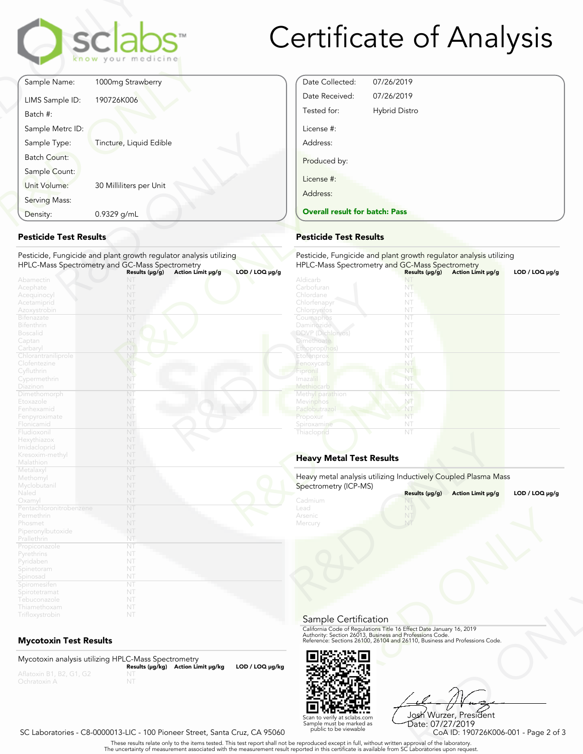# Certificate of Analysis

| | |
|---|---|
| Sample Name: | 1000mg Strawberry |
| LIMS Sample ID: | 190726K006 |
| Batch #: | |
| Sample Metrc ID: | |
| Sample Type: | Tincture, Liquid Edible |
| Batch Count: | |
| Sample Count: | |
| Unit Volume: | 30 Milliliters per Unit |
| Serving Mass: | |
| Density: | 0.9329 g/mL |

| | |
|---|---|
| Date Collected: | 07/26/2019 |
| Date Received: | 07/26/2019 |
| Tested for: | Hybrid Distro |
| License #: | |
| Address: | |
| Produced by: | |
| License #: | |
| Address: | |

**Overall result for batch: Pass**

## Pesticide Test Results

Pesticide, Fungicide and plant growth regulator analysis utilizing HPLC-Mass Spectrometry and GC-Mass Spectrometry

| | Results (µg/g) | Action Limit µg/g | LOD / LOQ µg/g |
|---|---|---|---|
| Abamectin | NT | | |
| Acephate | NT | | |
| Acequinocyl | NT | | |
| Acetamiprid | NT | | |
| Azoxystrobin | NT | | |
| Bifenazate | NT | | |
| Bifenthrin | NT | | |
| Boscalid | NT | | |
| Captan | NT | | |
| Carbaryl | NT | | |
| Chlorantraniliprole | NT | | |
| Clofentezine | NT | | |
| Cyfluthrin | NT | | |
| Cypermethrin | NT | | |
| Diazinon | NT | | |
| Dimethomorph | NT | | |
| Etoxazole | NT | | |
| Fenhexamid | NT | | |
| Fenpyroximate | NT | | |
| Flonicamid | NT | | |
| Fludioxonil | NT | | |
| Hexythiazox | NT | | |
| Imidacloprid | NT | | |
| Kresoxim-methyl | NT | | |
| Malathion | NT | | |
| Metalaxyl | NT | | |
| Methomyl | NT | | |
| Myclobutanil | NT | | |
| Naled | NT | | |
| Oxamyl | NT | | |
| Pentachloronitrobenzene | NT | | |
| Permethrin | NT | | |
| Phosmet | NT | | |
| Piperonylbutoxide | NT | | |
| Prallethrin | NT | | |
| Propiconazole | NT | | |
| Pyrethrins | NT | | |
| Pyridaben | NT | | |
| Spinetoram | NT | | |
| Spinosad | NT | | |
| Spiromesifen | NT | | |
| Spirotetramat | NT | | |
| Tebuconazole | NT | | |
| Thiamethoxam | NT | | |
| Trifloxystrobin | NT | | |

## Pesticide Test Results

Pesticide, Fungicide and plant growth regulator analysis utilizing HPLC-Mass Spectrometry and GC-Mass Spectrometry

| | Results (µg/g) | Action Limit µg/g | LOD / LOQ µg/g |
|---|---|---|---|
| Aldicarb | NT | | |
| Carbofuran | NT | | |
| Chlordane | NT | | |
| Chlorfenapyr | NT | | |
| Chlorpyrifos | NT | | |
| Coumaphos | NT | | |
| Daminozide | NT | | |
| DDVP (Dichlorvos) | NT | | |
| Dimethoate | NT | | |
| Ethoprop(hos) | NT | | |
| Etofenprox | NT | | |
| Fenoxycarb | NT | | |
| Fipronil | NT | | |
| Imazalil | NT | | |
| Methiocarb | NT | | |
| Methyl parathion | NT | | |
| Mevinphos | NT | | |
| Paclobutrazol | NT | | |
| Propoxur | NT | | |
| Spiroxamine | NT | | |
| Thiacloprid | NT | | |

## Mycotoxin Test Results

Mycotoxin analysis utilizing HPLC-Mass Spectrometry

| | Results (µg/kg) | Action Limit µg/kg | LOD / LOQ µg/kg |
|---|---|---|---|
| Aflatoxin B1, B2, G1, G2 | NT | | |
| Ochratoxin A | NT | | |

## Heavy Metal Test Results

Heavy metal analysis utilizing Inductively Coupled Plasma Mass Spectrometry (ICP-MS)

| | Results (µg/g) | Action Limit µg/g | LOD / LOQ µg/g |
|---|---|---|---|
| Cadmium | NT | | |
| Lead | NT | | |
| Arsenic | NT | | |
| Mercury | NT | | |

## Sample Certification

California Code of Regulations Title 16 Effect Date January 16, 2019
Authority: Section 26013, Business and Professions Code.
Reference: Sections 26100, 26104 and 26110, Business and Professions Code.

Scan to verify at sclabs.com
Sample must be marked as public to be viewable

Josh Wurzer, President
Date: 07/27/2019

SC Laboratories - C8-0000013-LIC - 100 Pioneer Street, Santa Cruz, CA 95060

CoA ID: 190726K006-001

These results relate only to the items tested. This test report shall not be reproduced except in full, without written approval of the laboratory.
The uncertainty of measurement associated with the measurement result reported in this certificate is available from SC Laboratories upon request.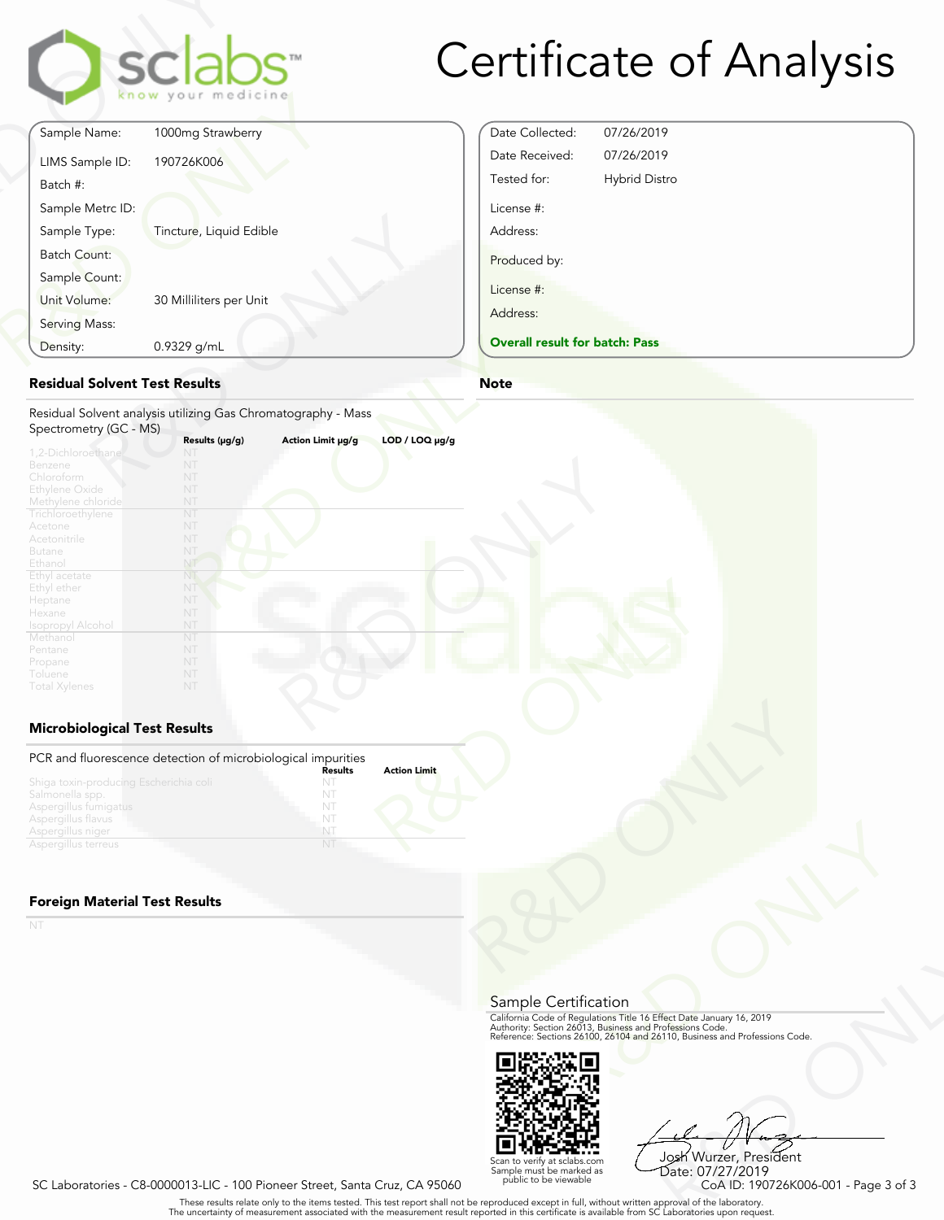# Certificate of Analysis

sclabs
know your medicine

| | |
|---|---|
| Sample Name: | 1000mg Strawberry |
| LIMS Sample ID: | 190726K006 |
| Batch #: | |
| Sample Metrc ID: | |
| Sample Type: | Tincture, Liquid Edible |
| Batch Count: | |
| Sample Count: | |
| Unit Volume: | 30 Milliliters per Unit |
| Serving Mass: | |
| Density: | 0.9329 g/mL |

| | |
|---|---|
| Date Collected: | 07/26/2019 |
| Date Received: | 07/26/2019 |
| Tested for: | Hybrid Distro |
| License #: | |
| Address: | |
| Produced by: | |
| License #: | |
| Address: | |

**Overall result for batch: Pass**

## Residual Solvent Test Results

Residual Solvent analysis utilizing Gas Chromatography - Mass Spectrometry (GC - MS)

| | Results (μg/g) | Action Limit μg/g | LOD / LOQ μg/g |
|---|---|---|---|
| 1,2-Dichloroethane | NT | | |
| Benzene | NT | | |
| Chloroform | NT | | |
| Ethylene Oxide | NT | | |
| Methylene chloride | NT | | |
| Trichloroethylene | NT | | |
| Acetone | NT | | |
| Acetonitrile | NT | | |
| Butane | NT | | |
| Ethanol | NT | | |
| Ethyl acetate | NT | | |
| Ethyl ether | NT | | |
| Heptane | NT | | |
| Hexane | NT | | |
| Isopropyl Alcohol | NT | | |
| Methanol | NT | | |
| Pentane | NT | | |
| Propane | NT | | |
| Toluene | NT | | |
| Total Xylenes | NT | | |

## Note

## Microbiological Test Results

PCR and fluorescence detection of microbiological impurities

| | Results | Action Limit |
|---|---|---|
| Shiga toxin-producing Escherichia coli | NT | |
| Salmonella spp. | NT | |
| Aspergillus fumigatus | NT | |
| Aspergillus flavus | NT | |
| Aspergillus niger | NT | |
| Aspergillus terreus | NT | |

## Foreign Material Test Results

NT

## Sample Certification

California Code of Regulations Title 16 Effect Date January 16, 2019
Authority: Section 26013, Business and Professions Code.
Reference: Sections 26100, 26104 and 26110, Business and Professions Code.

Scan to verify at sclabs.com
Sample must be marked as public to be viewable

Josh Wurzer, President
Date: 07/27/2019

SC Laboratories - C8-0000013-LIC - 100 Pioneer Street, Santa Cruz, CA 95060

CoA ID: 190726K006-001

These results relate only to the items tested. This test report shall not be reproduced except in full, without written approval of the laboratory.
The uncertainty of measurement associated with the measurement result reported in this certificate is available from SC Laboratories upon request.